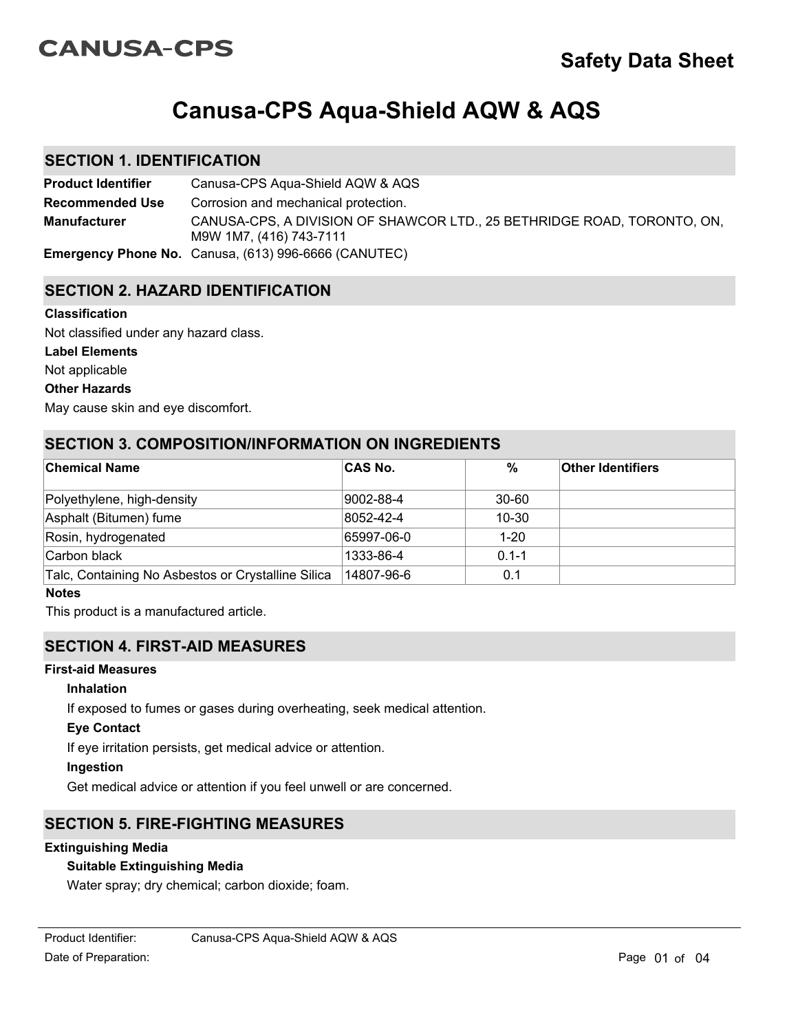**CANUSA-CPS**

**Safety Data Sheet**

# Canusa-CPS Aqua-Shield AQW & AQS

## SECTION 1. IDENTIFICATION

**Product Identifier** Canusa-CPS Aqua-Shield AQW & AQS

**Recommended Use** Corrosion and mechanical protection.

**Manufacturer** CANUSA-CPS, A DIVISION OF SHAWCOR LTD., 25 BETHRIDGE ROAD, TORONTO, ON, M9W 1M7, (416) 743-7111

**Emergency Phone No.** Canusa, (613) 996-6666 (CANUTEC)

## SECTION 2. HAZARD IDENTIFICATION

**Classification**

Not classified under any hazard class.

**Label Elements**

Not applicable

**Other Hazards**

May cause skin and eye discomfort.

## SECTION 3. COMPOSITION/INFORMATION ON INGREDIENTS

| Chemical Name | CAS No. | % | Other Identifiers |
|---|---|---|---|
| Polyethylene, high-density | 9002-88-4 | 30-60 | |
| Asphalt (Bitumen) fume | 8052-42-4 | 10-30 | |
| Rosin, hydrogenated | 65997-06-0 | 1-20 | |
| Carbon black | 1333-86-4 | 0.1-1 | |
| Talc, Containing No Asbestos or Crystalline Silica | 14807-96-6 | 0.1 | |

**Notes**

This product is a manufactured article.

## SECTION 4. FIRST-AID MEASURES

**First-aid Measures**

**Inhalation**

If exposed to fumes or gases during overheating, seek medical attention.

**Eye Contact**

If eye irritation persists, get medical advice or attention.

**Ingestion**

Get medical advice or attention if you feel unwell or are concerned.

## SECTION 5. FIRE-FIGHTING MEASURES

**Extinguishing Media**

**Suitable Extinguishing Media**

Water spray; dry chemical; carbon dioxide; foam.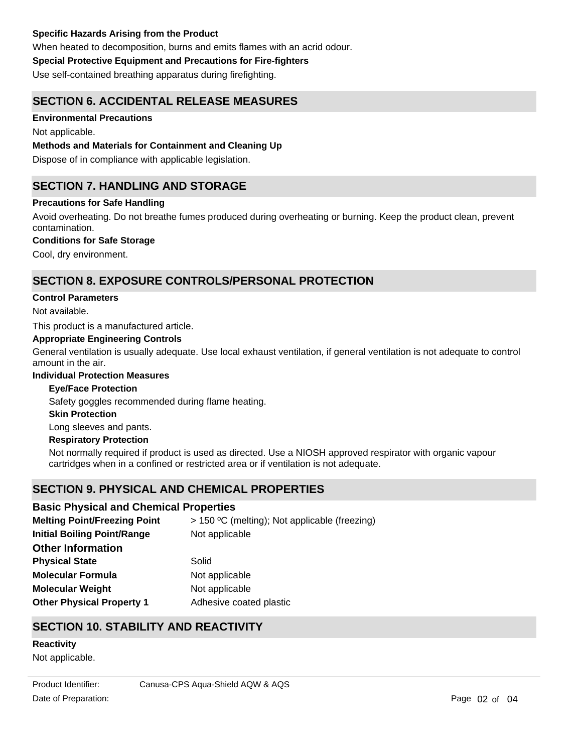**Specific Hazards Arising from the Product**

When heated to decomposition, burns and emits flames with an acrid odour.

**Special Protective Equipment and Precautions for Fire-fighters**

Use self-contained breathing apparatus during firefighting.

## SECTION 6. ACCIDENTAL RELEASE MEASURES

**Environmental Precautions**

Not applicable.

**Methods and Materials for Containment and Cleaning Up**

Dispose of in compliance with applicable legislation.

## SECTION 7. HANDLING AND STORAGE

**Precautions for Safe Handling**

Avoid overheating. Do not breathe fumes produced during overheating or burning. Keep the product clean, prevent contamination.

**Conditions for Safe Storage**

Cool, dry environment.

## SECTION 8. EXPOSURE CONTROLS/PERSONAL PROTECTION

**Control Parameters**

Not available.

This product is a manufactured article.

**Appropriate Engineering Controls**

General ventilation is usually adequate. Use local exhaust ventilation, if general ventilation is not adequate to control amount in the air.

**Individual Protection Measures**

**Eye/Face Protection**

Safety goggles recommended during flame heating.

**Skin Protection**

Long sleeves and pants.

**Respiratory Protection**

Not normally required if product is used as directed. Use a NIOSH approved respirator with organic vapour cartridges when in a confined or restricted area or if ventilation is not adequate.

## SECTION 9. PHYSICAL AND CHEMICAL PROPERTIES

### Basic Physical and Chemical Properties

| | |
|---|---|
| **Melting Point/Freezing Point** | > 150 ºC (melting); Not applicable (freezing) |
| **Initial Boiling Point/Range** | Not applicable |

### Other Information

| | |
|---|---|
| **Physical State** | Solid |
| **Molecular Formula** | Not applicable |
| **Molecular Weight** | Not applicable |
| **Other Physical Property 1** | Adhesive coated plastic |

## SECTION 10. STABILITY AND REACTIVITY

**Reactivity**

Not applicable.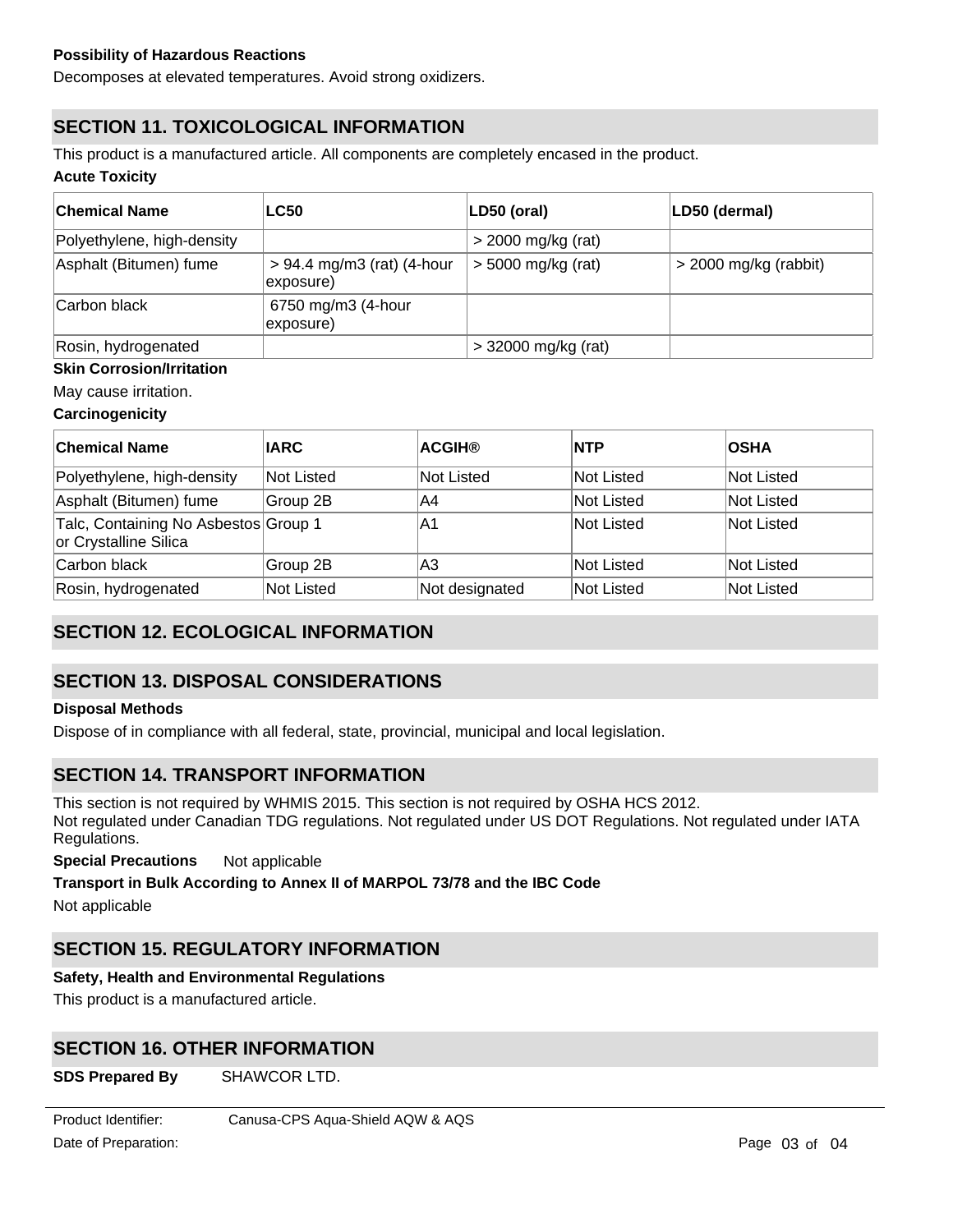**Possibility of Hazardous Reactions**

Decomposes at elevated temperatures. Avoid strong oxidizers.

## SECTION 11. TOXICOLOGICAL INFORMATION

This product is a manufactured article. All components are completely encased in the product.

**Acute Toxicity**

| Chemical Name | LC50 | LD50 (oral) | LD50 (dermal) |
|---|---|---|---|
| Polyethylene, high-density | | > 2000 mg/kg (rat) | |
| Asphalt (Bitumen) fume | > 94.4 mg/m3 (rat) (4-hour exposure) | > 5000 mg/kg (rat) | > 2000 mg/kg (rabbit) |
| Carbon black | 6750 mg/m3 (4-hour exposure) | | |
| Rosin, hydrogenated | | > 32000 mg/kg (rat) | |

**Skin Corrosion/Irritation**

May cause irritation.

**Carcinogenicity**

| Chemical Name | IARC | ACGIH® | NTP | OSHA |
|---|---|---|---|---|
| Polyethylene, high-density | Not Listed | Not Listed | Not Listed | Not Listed |
| Asphalt (Bitumen) fume | Group 2B | A4 | Not Listed | Not Listed |
| Talc, Containing No Asbestos or Crystalline Silica | Group 1 | A1 | Not Listed | Not Listed |
| Carbon black | Group 2B | A3 | Not Listed | Not Listed |
| Rosin, hydrogenated | Not Listed | Not designated | Not Listed | Not Listed |

## SECTION 12. ECOLOGICAL INFORMATION

## SECTION 13. DISPOSAL CONSIDERATIONS

**Disposal Methods**

Dispose of in compliance with all federal, state, provincial, municipal and local legislation.

## SECTION 14. TRANSPORT INFORMATION

This section is not required by WHMIS 2015. This section is not required by OSHA HCS 2012.
Not regulated under Canadian TDG regulations. Not regulated under US DOT Regulations. Not regulated under IATA Regulations.

**Special Precautions** Not applicable

**Transport in Bulk According to Annex II of MARPOL 73/78 and the IBC Code**

Not applicable

## SECTION 15. REGULATORY INFORMATION

**Safety, Health and Environmental Regulations**

This product is a manufactured article.

## SECTION 16. OTHER INFORMATION

**SDS Prepared By** SHAWCOR LTD.

Product Identifier: Canusa-CPS Aqua-Shield AQW & AQS

Date of Preparation: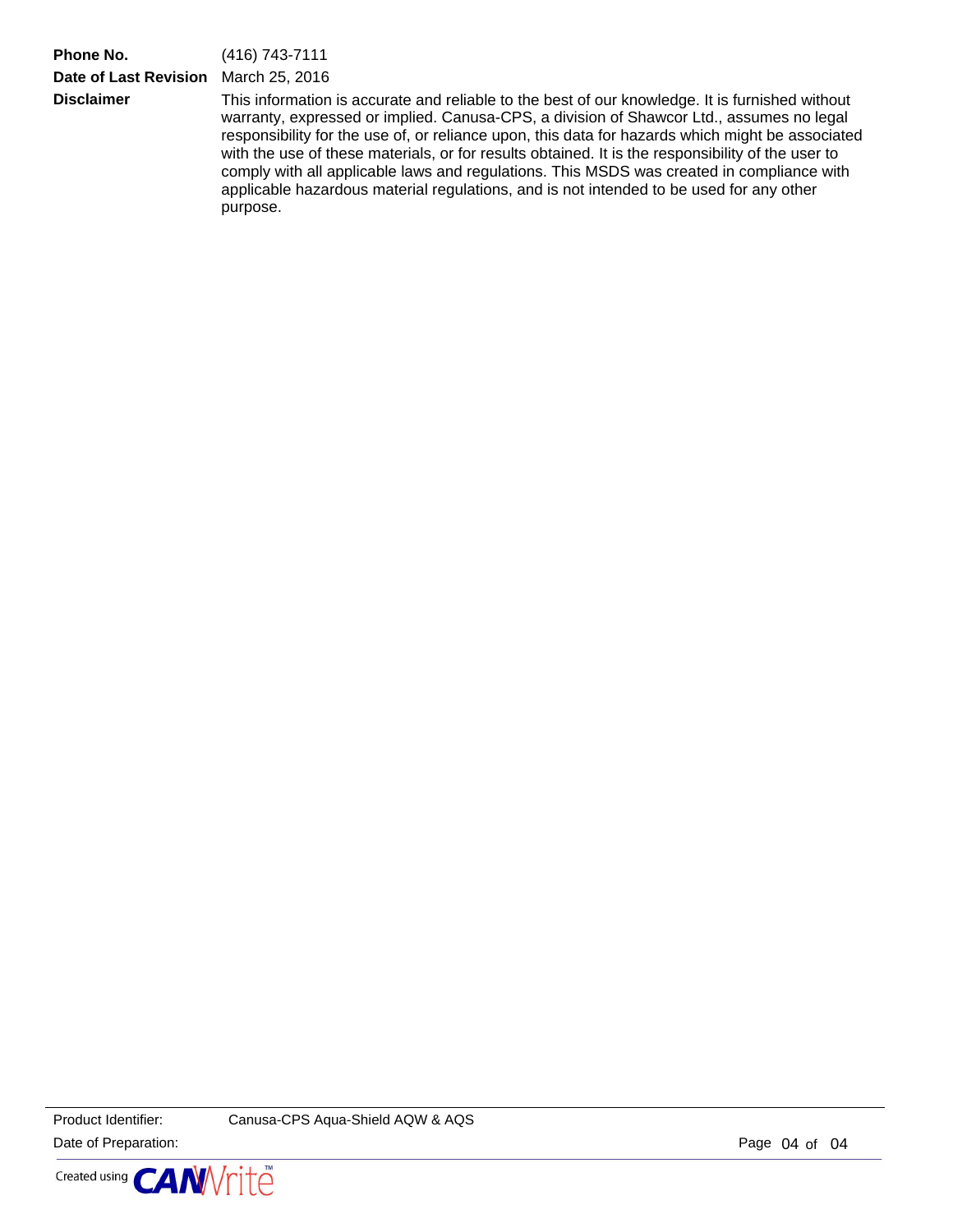**Phone No.** (416) 743-7111

**Date of Last Revision** March 25, 2016

**Disclaimer** This information is accurate and reliable to the best of our knowledge. It is furnished without warranty, expressed or implied. Canusa-CPS, a division of Shawcor Ltd., assumes no legal responsibility for the use of, or reliance upon, this data for hazards which might be associated with the use of these materials, or for results obtained. It is the responsibility of the user to comply with all applicable laws and regulations. This MSDS was created in compliance with applicable hazardous material regulations, and is not intended to be used for any other purpose.